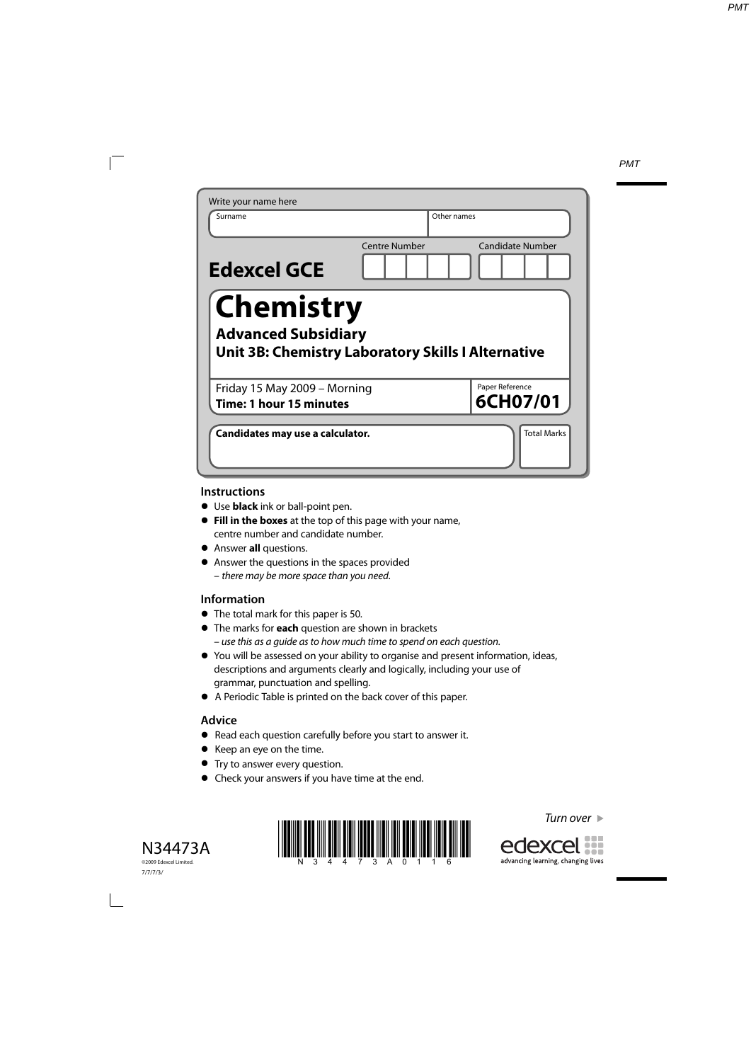Write your name here

| Surname | Other names |
| --- | --- |
| | |

**Edexcel GCE**

Centre Number | Candidate Number

# Chemistry

## Advanced Subsidiary

## Unit 3B: Chemistry Laboratory Skills I Alternative

Friday 15 May 2009 – Morning
**Time: 1 hour 15 minutes**

Paper Reference
**6CH07/01**

**Candidates may use a calculator.**

Total Marks

### Instructions

- Use **black** ink or ball-point pen.
- **Fill in the boxes** at the top of this page with your name, centre number and candidate number.
- Answer **all** questions.
- Answer the questions in the spaces provided
  – *there may be more space than you need.*

### Information

- The total mark for this paper is 50.
- The marks for **each** question are shown in brackets
  – *use this as a guide as to how much time to spend on each question.*
- You will be assessed on your ability to organise and present information, ideas, descriptions and arguments clearly and logically, including your use of grammar, punctuation and spelling.
- A Periodic Table is printed on the back cover of this paper.

### Advice

- Read each question carefully before you start to answer it.
- Keep an eye on the time.
- Try to answer every question.
- Check your answers if you have time at the end.

*Turn over* ▶

N34473A

©2009 Edexcel Limited.

7/7/7/3/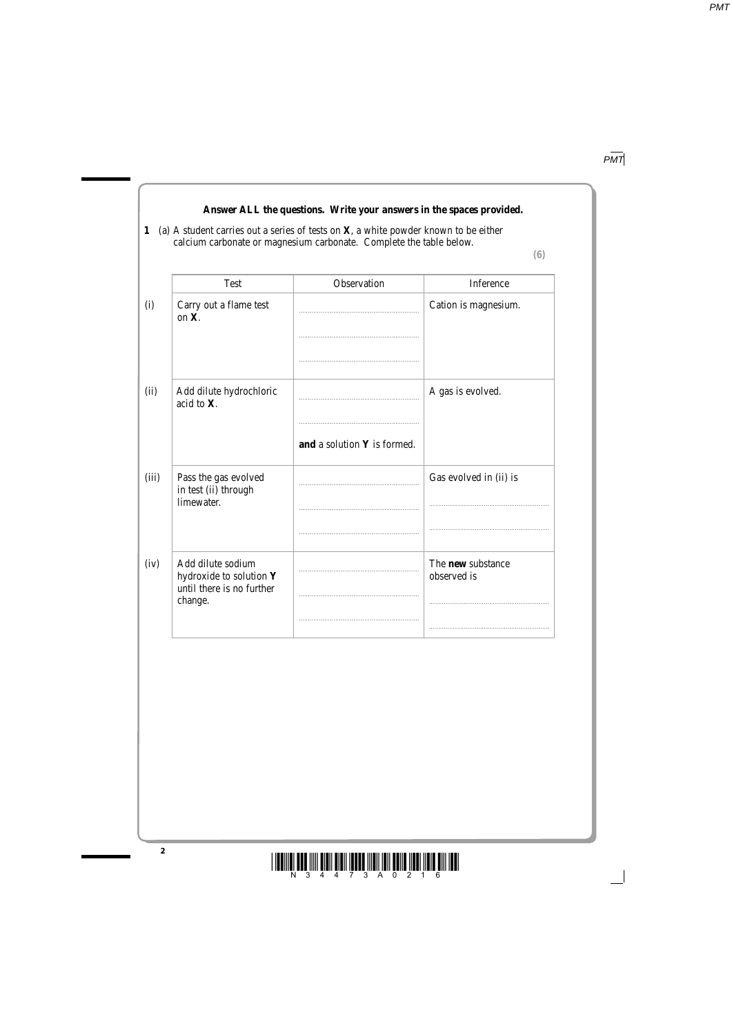**Answer ALL the questions. Write your answers in the spaces provided.**

**1** (a) A student carries out a series of tests on **X**, a white powder known to be either calcium carbonate or magnesium carbonate. Complete the table below.

**(6)**

| | Test | Observation | Inference |
|---|---|---|---|
| (i) | Carry out a flame test on **X**. | ........................................ ........................................ ........................................ | Cation is magnesium. |
| (ii) | Add dilute hydrochloric acid to **X**. | ........................................ ........................................ **and** a solution **Y** is formed. | A gas is evolved. |
| (iii) | Pass the gas evolved in test (ii) through limewater. | ........................................ ........................................ ........................................ | Gas evolved in (ii) is ........................................ ........................................ |
| (iv) | Add dilute sodium hydroxide to solution **Y** until there is no further change. | ........................................ ........................................ ........................................ | The **new** substance observed is ........................................ ........................................ |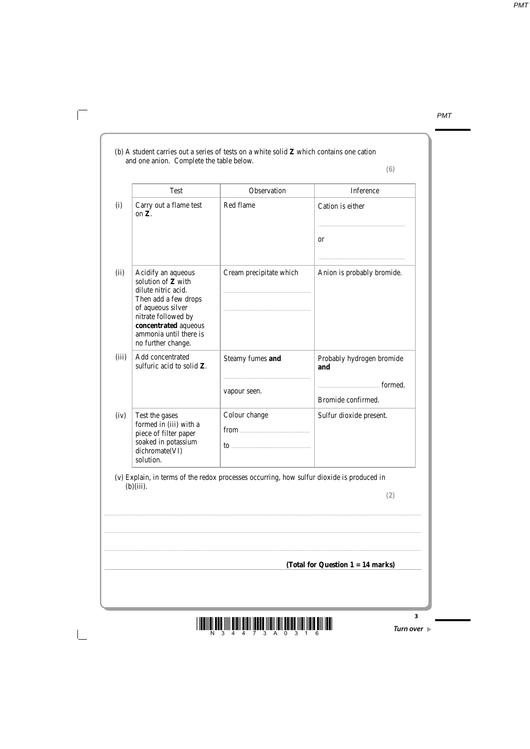(b) A student carries out a series of tests on a white solid **Z** which contains one cation and one anion. Complete the table below.

**(6)**

| | Test | Observation | Inference |
|---|---|---|---|
| (i) | Carry out a flame test on **Z**. | Red flame | Cation is either ........................ or ........................ |
| (ii) | Acidify an aqueous solution of **Z** with dilute nitric acid. Then add a few drops of aqueous silver nitrate followed by **concentrated** aqueous ammonia until there is no further change. | Cream precipitate which ........................ ........................ | Anion is probably bromide. |
| (iii) | Add concentrated sulfuric acid to solid **Z**. | Steamy fumes **and** ........................ vapour seen. | Probably hydrogen bromide **and** ........................ formed. Bromide confirmed. |
| (iv) | Test the gases formed in (iii) with a piece of filter paper soaked in potassium dichromate(VI) solution. | Colour change from ........................ to ........................ | Sulfur dioxide present. |

(v) Explain, in terms of the redox processes occurring, how sulfur dioxide is produced in (b)(iii).

**(2)**

..............................................................................................................................................

..............................................................................................................................................

..............................................................................................................................................

**(Total for Question 1 = 14 marks)**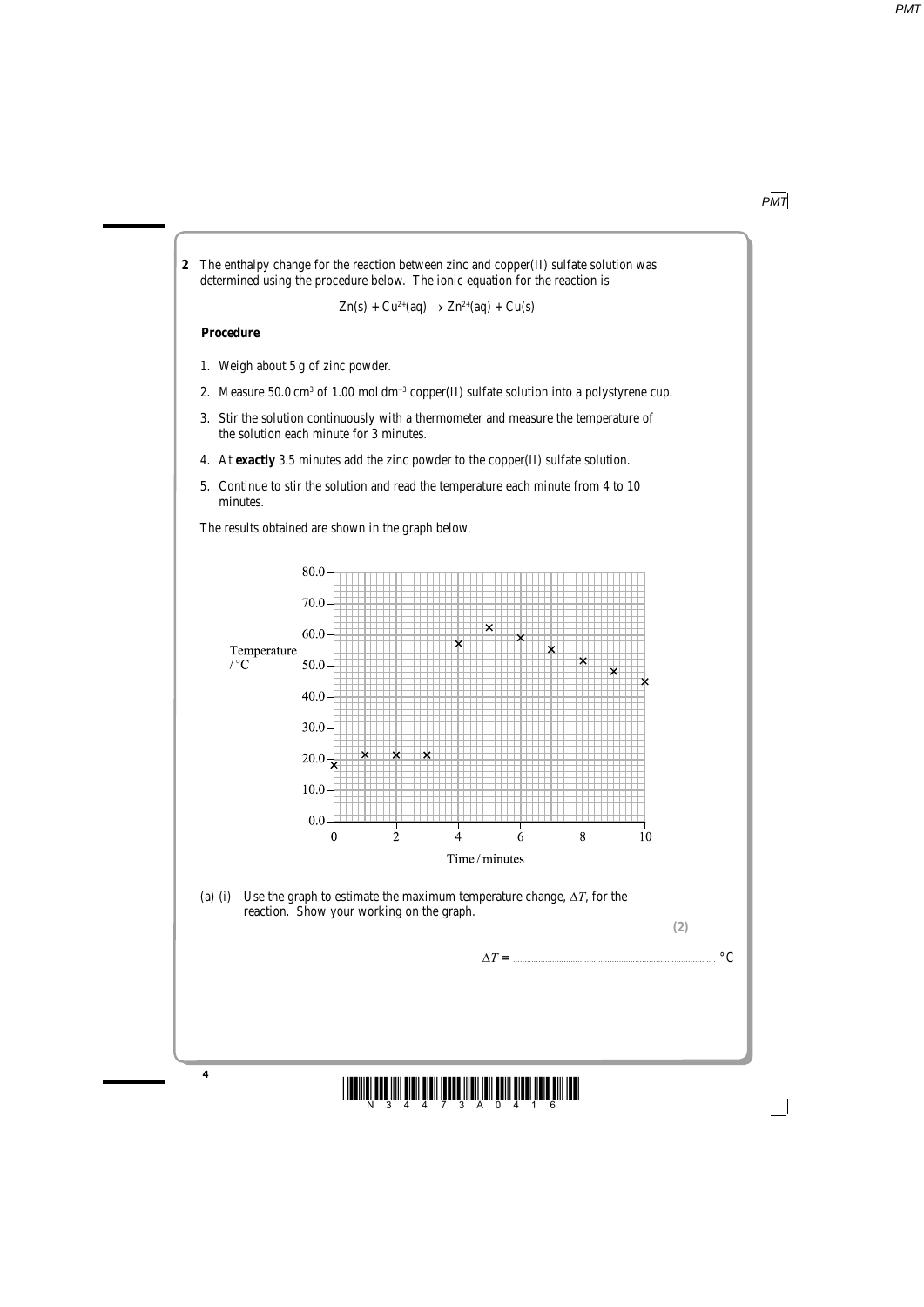**2** The enthalpy change for the reaction between zinc and copper(II) sulfate solution was determined using the procedure below. The ionic equation for the reaction is

$$Zn(s) + Cu^{2+}(aq) \rightarrow Zn^{2+}(aq) + Cu(s)$$

**Procedure**

1. Weigh about 5 g of zinc powder.
2. Measure 50.0 $cm^3$ of 1.00 mol $dm^{-3}$ copper(II) sulfate solution into a polystyrene cup.
3. Stir the solution continuously with a thermometer and measure the temperature of the solution each minute for 3 minutes.
4. At **exactly** 3.5 minutes add the zinc powder to the copper(II) sulfate solution.
5. Continue to stir the solution and read the temperature each minute from 4 to 10 minutes.

The results obtained are shown in the graph below.

Temperature / °C (0.0 to 80.0) against Time / minutes (0 to 10)

(a) (i) Use the graph to estimate the maximum temperature change, $\Delta T$, for the reaction. Show your working on the graph.

**(2)**

$\Delta T$ = .................................................... °C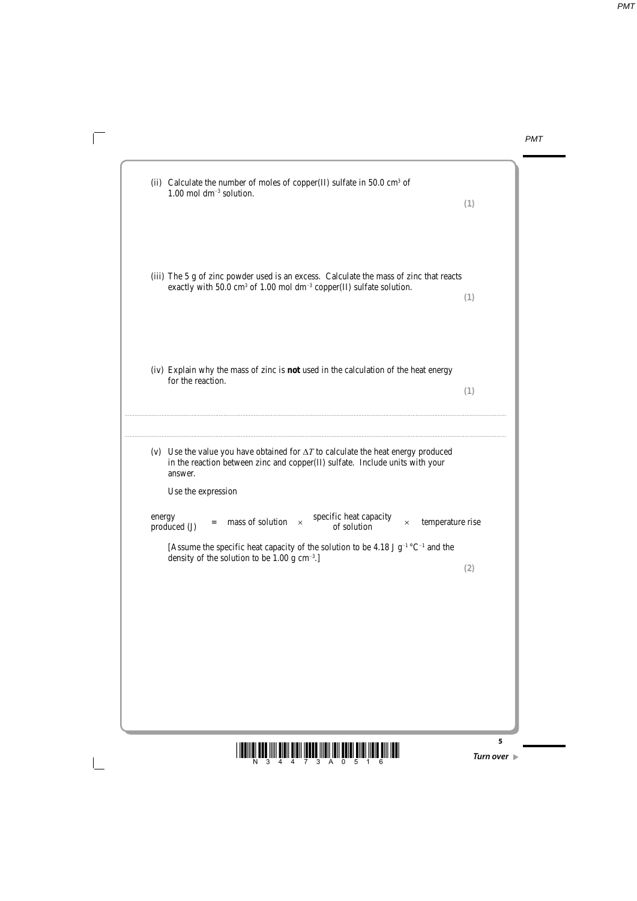(ii) Calculate the number of moles of copper(II) sulfate in 50.0 $cm^3$ of 1.00 mol $dm^{-3}$ solution.

**(1)**

(iii) The 5 g of zinc powder used is an excess. Calculate the mass of zinc that reacts exactly with 50.0 $cm^3$ of 1.00 mol $dm^{-3}$ copper(II) sulfate solution.

**(1)**

(iv) Explain why the mass of zinc is **not** used in the calculation of the heat energy for the reaction.

**(1)**

..............................................................................................................................................

..............................................................................................................................................

(v) Use the value you have obtained for $\Delta T$ to calculate the heat energy produced in the reaction between zinc and copper(II) sulfate. Include units with your answer.

Use the expression

$$\text{energy produced (J)} = \text{mass of solution} \times \text{specific heat capacity of solution} \times \text{temperature rise}$$

[Assume the specific heat capacity of the solution to be 4.18 J $g^{-1}$ °$C^{-1}$ and the density of the solution to be 1.00 g $cm^{-3}$.]

**(2)**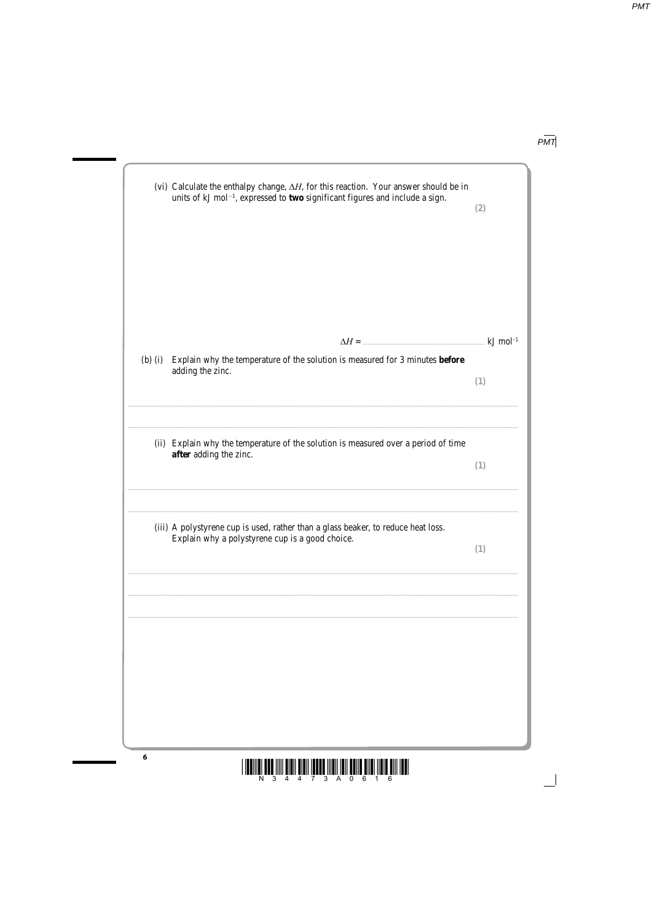(vi) Calculate the enthalpy change, $\Delta H$, for this reaction. Your answer should be in units of kJ mol$^{-1}$, expressed to **two** significant figures and include a sign.

**(2)**

$\Delta H$ = .................................................... kJ mol$^{-1}$

(b) (i) Explain why the temperature of the solution is measured for 3 minutes **before** adding the zinc.

**(1)**

..........................................................................................................................................

..........................................................................................................................................

(ii) Explain why the temperature of the solution is measured over a period of time **after** adding the zinc.

**(1)**

..........................................................................................................................................

..........................................................................................................................................

(iii) A polystyrene cup is used, rather than a glass beaker, to reduce heat loss. Explain why a polystyrene cup is a good choice.

**(1)**

..........................................................................................................................................

..........................................................................................................................................

..........................................................................................................................................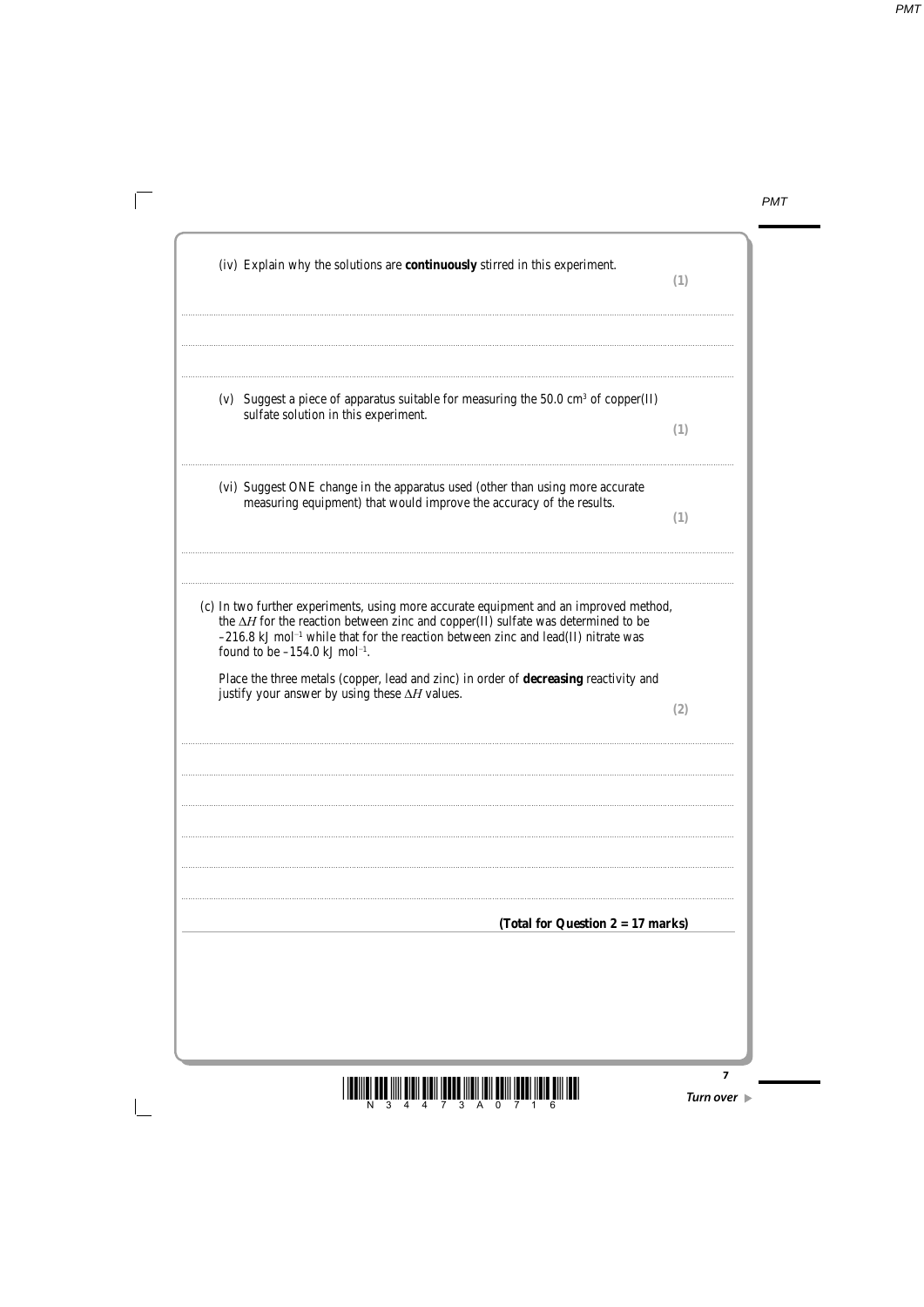(iv) Explain why the solutions are **continuously** stirred in this experiment. **(1)**

(v) Suggest a piece of apparatus suitable for measuring the 50.0 cm$^3$ of copper(II) sulfate solution in this experiment. **(1)**

(vi) Suggest ONE change in the apparatus used (other than using more accurate measuring equipment) that would improve the accuracy of the results. **(1)**

(c) In two further experiments, using more accurate equipment and an improved method, the $\Delta H$ for the reaction between zinc and copper(II) sulfate was determined to be $-216.8$ kJ mol$^{-1}$ while that for the reaction between zinc and lead(II) nitrate was found to be $-154.0$ kJ mol$^{-1}$.

Place the three metals (copper, lead and zinc) in order of **decreasing** reactivity and justify your answer by using these $\Delta H$ values. **(2)**

**(Total for Question 2 = 17 marks)**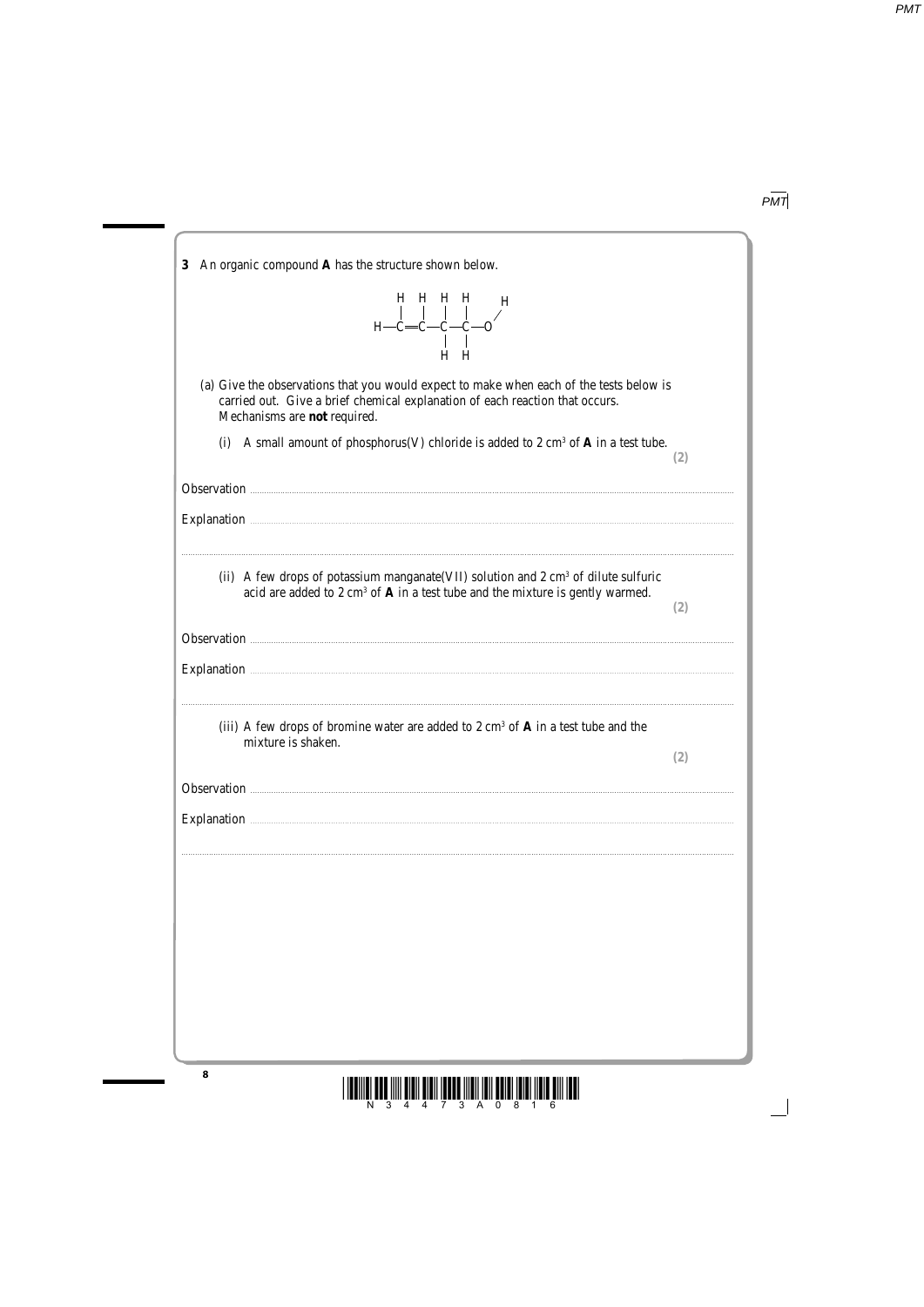**3** An organic compound **A** has the structure shown below.

$$H_2C{=}CH{-}CH_2{-}CH_2{-}O{-}H$$

(a) Give the observations that you would expect to make when each of the tests below is carried out. Give a brief chemical explanation of each reaction that occurs. Mechanisms are **not** required.

(i) A small amount of phosphorus(V) chloride is added to 2 cm$^3$ of **A** in a test tube. **(2)**

Observation ..................................................................................................................

Explanation ..................................................................................................................

..................................................................................................................................

(ii) A few drops of potassium manganate(VII) solution and 2 cm$^3$ of dilute sulfuric acid are added to 2 cm$^3$ of **A** in a test tube and the mixture is gently warmed. **(2)**

Observation ..................................................................................................................

Explanation ..................................................................................................................

..................................................................................................................................

(iii) A few drops of bromine water are added to 2 cm$^3$ of **A** in a test tube and the mixture is shaken. **(2)**

Observation ..................................................................................................................

Explanation ..................................................................................................................

..................................................................................................................................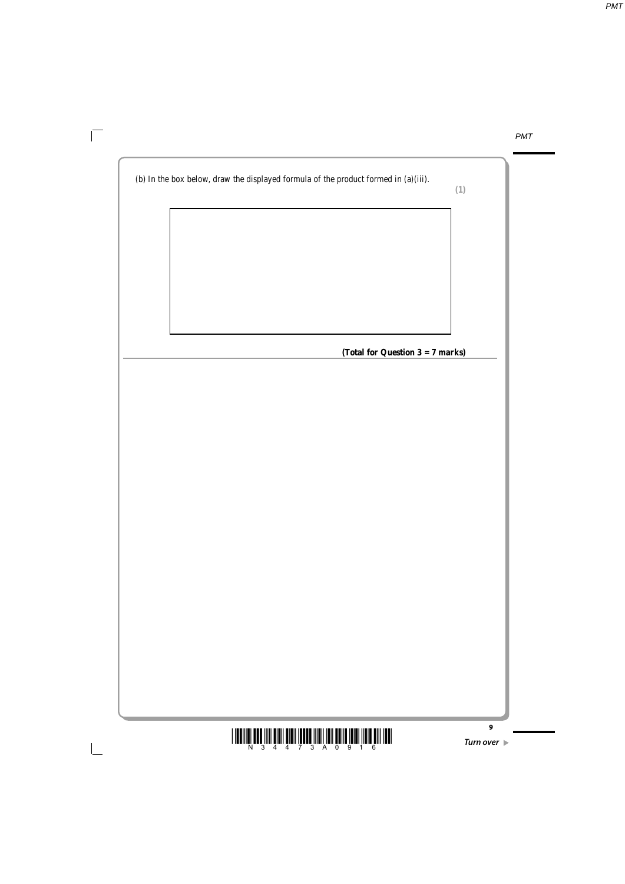(b) In the box below, draw the displayed formula of the product formed in (a)(iii).

**(1)**

**(Total for Question 3 = 7 marks)**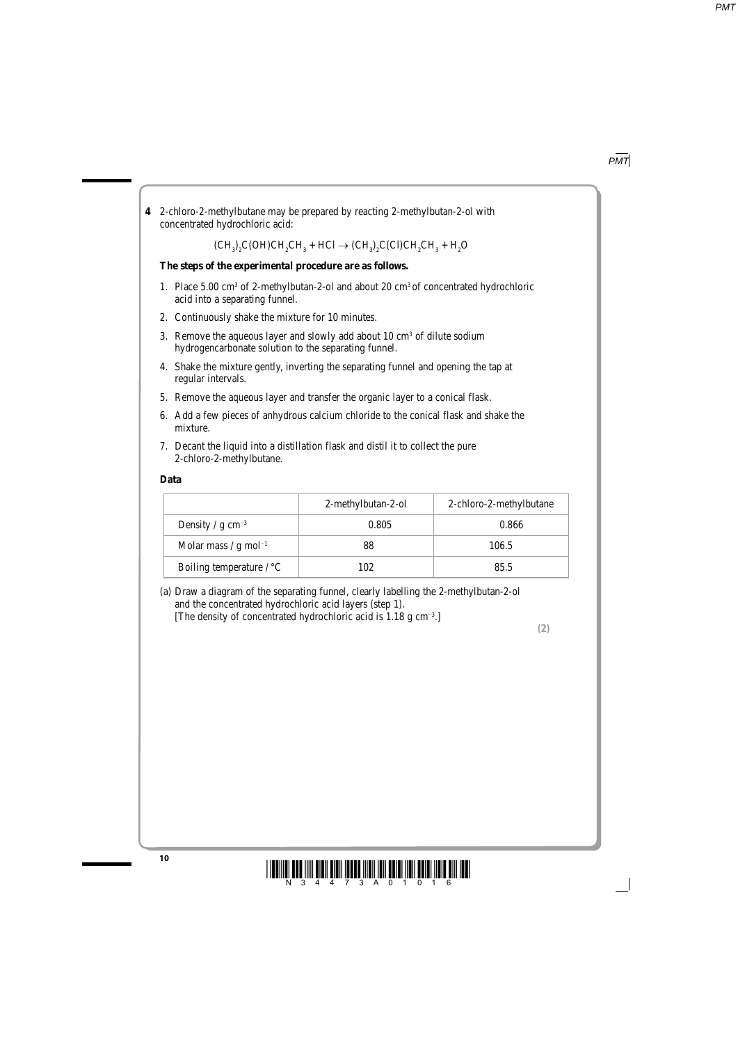**4** 2-chloro-2-methylbutane may be prepared by reacting 2-methylbutan-2-ol with concentrated hydrochloric acid:

$$(CH_3)_2C(OH)CH_2CH_3 + HCl \rightarrow (CH_3)_2C(Cl)CH_2CH_3 + H_2O$$

**The steps of the experimental procedure are as follows.**

1. Place 5.00 cm$^3$ of 2-methylbutan-2-ol and about 20 cm$^3$ of concentrated hydrochloric acid into a separating funnel.
2. Continuously shake the mixture for 10 minutes.
3. Remove the aqueous layer and slowly add about 10 cm$^3$ of dilute sodium hydrogencarbonate solution to the separating funnel.
4. Shake the mixture gently, inverting the separating funnel and opening the tap at regular intervals.
5. Remove the aqueous layer and transfer the organic layer to a conical flask.
6. Add a few pieces of anhydrous calcium chloride to the conical flask and shake the mixture.
7. Decant the liquid into a distillation flask and distil it to collect the pure 2-chloro-2-methylbutane.

**Data**

| | 2-methylbutan-2-ol | 2-chloro-2-methylbutane |
|---|---|---|
| Density / g cm$^{-3}$ | 0.805 | 0.866 |
| Molar mass / g mol$^{-1}$ | 88 | 106.5 |
| Boiling temperature / °C | 102 | 85.5 |

(a) Draw a diagram of the separating funnel, clearly labelling the 2-methylbutan-2-ol and the concentrated hydrochloric acid layers (step 1).
[The density of concentrated hydrochloric acid is 1.18 g cm$^{-3}$.]

**(2)**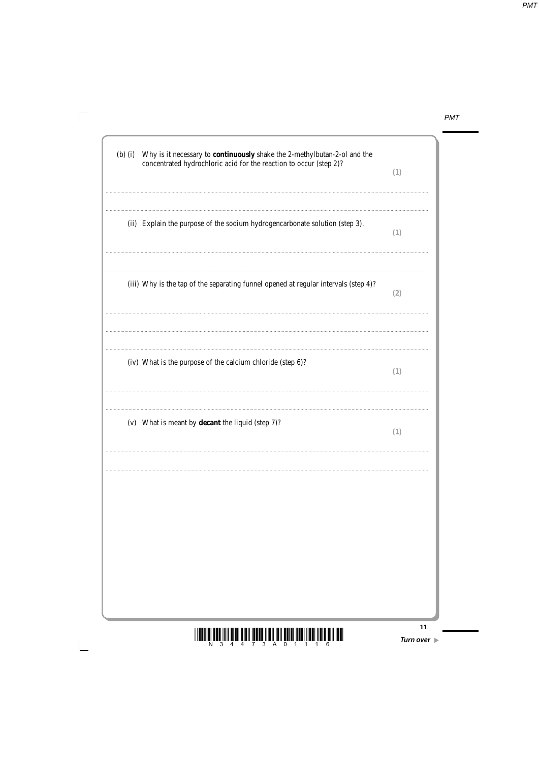(b) (i) Why is it necessary to **continuously** shake the 2-methylbutan-2-ol and the concentrated hydrochloric acid for the reaction to occur (step 2)?

**(1)**

..............................................................................................................................................

..............................................................................................................................................

(ii) Explain the purpose of the sodium hydrogencarbonate solution (step 3).

**(1)**

..............................................................................................................................................

..............................................................................................................................................

(iii) Why is the tap of the separating funnel opened at regular intervals (step 4)?

**(2)**

..............................................................................................................................................

..............................................................................................................................................

..............................................................................................................................................

(iv) What is the purpose of the calcium chloride (step 6)?

**(1)**

..............................................................................................................................................

..............................................................................................................................................

(v) What is meant by **decant** the liquid (step 7)?

**(1)**

..............................................................................................................................................

..............................................................................................................................................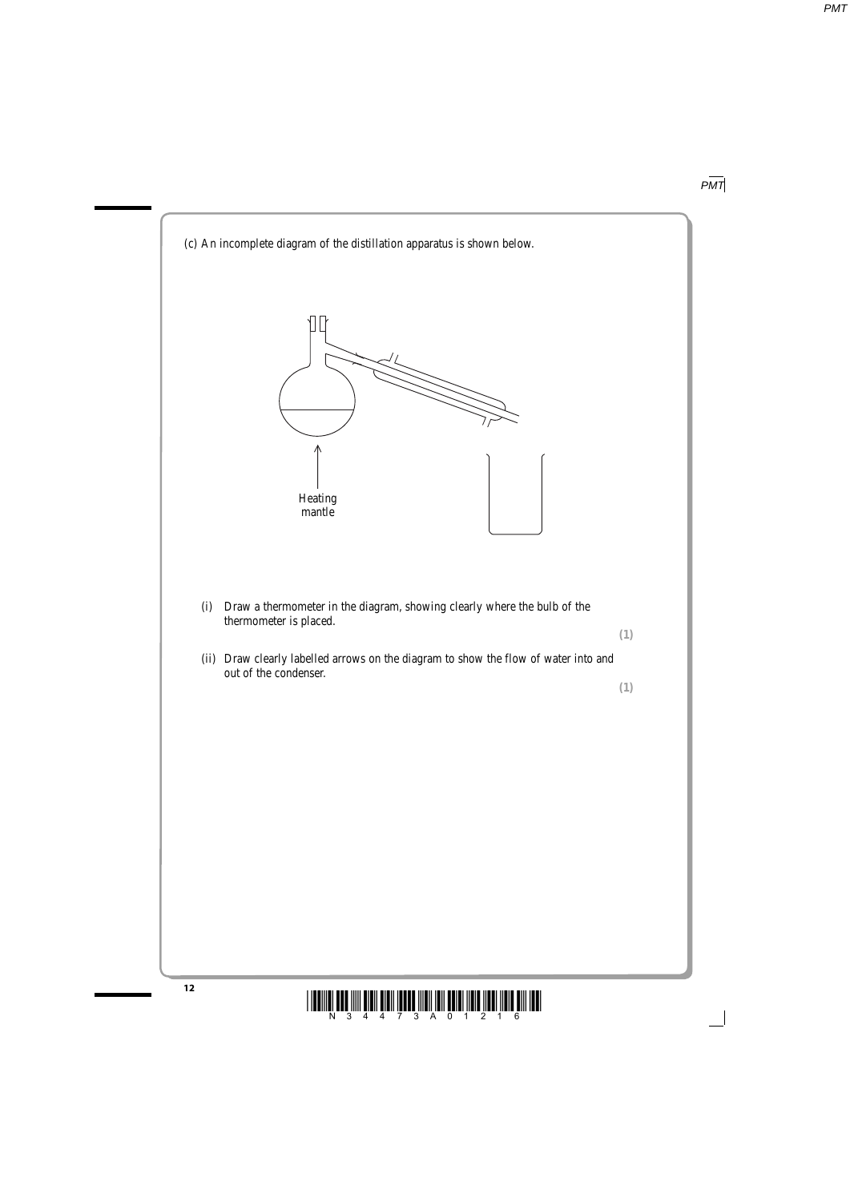(c) An incomplete diagram of the distillation apparatus is shown below.

Heating mantle

(i) Draw a thermometer in the diagram, showing clearly where the bulb of the thermometer is placed.

**(1)**

(ii) Draw clearly labelled arrows on the diagram to show the flow of water into and out of the condenser.

**(1)**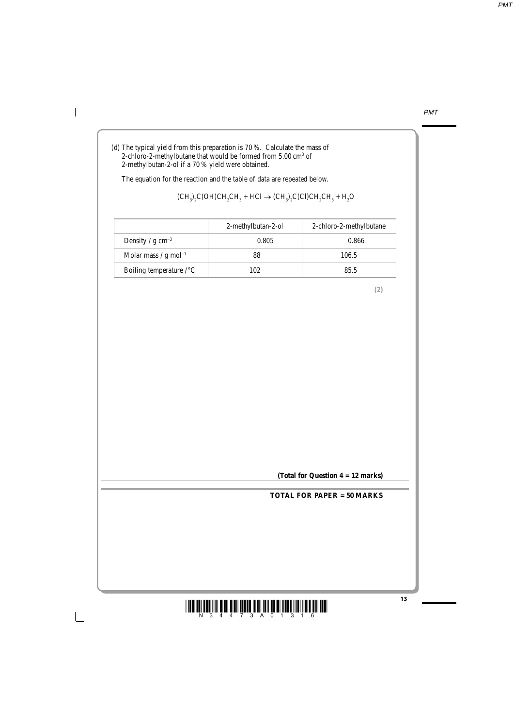(d) The typical yield from this preparation is 70 %. Calculate the mass of 2-chloro-2-methylbutane that would be formed from 5.00 $cm^3$ of 2-methylbutan-2-ol if a 70 % yield were obtained.

The equation for the reaction and the table of data are repeated below.

$$(CH_3)_2C(OH)CH_2CH_3 + HCl \rightarrow (CH_3)_2C(Cl)CH_2CH_3 + H_2O$$

| | 2-methylbutan-2-ol | 2-chloro-2-methylbutane |
|---|---|---|
| Density / g $cm^{-3}$ | 0.805 | 0.866 |
| Molar mass / g $mol^{-1}$ | 88 | 106.5 |
| Boiling temperature /°C | 102 | 85.5 |

**(2)**

**(Total for Question 4 = 12 marks)**

**TOTAL FOR PAPER = 50 MARKS**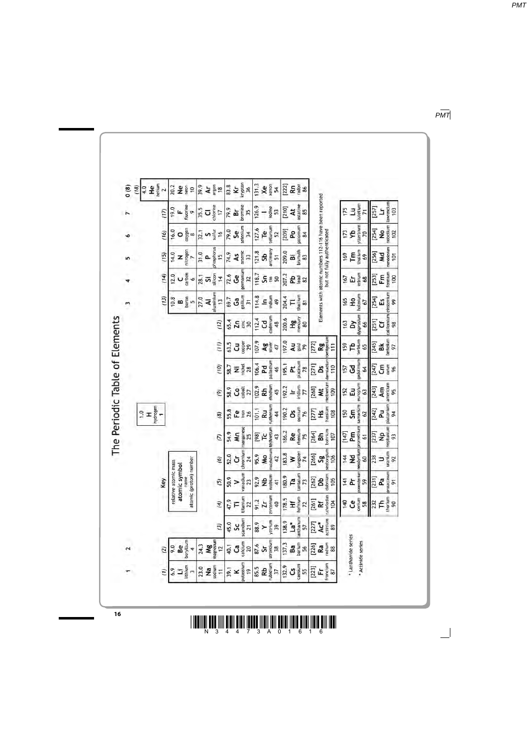# The Periodic Table of Elements

**Key**

relative atomic mass
**atomic symbol**
name
atomic (proton) number

| 1 | 2 | | | | | | | | | | | 3 | 4 | 5 | 6 | 7 | 0 (8) |
|---|---|---|---|---|---|---|---|---|---|---|---|---|---|---|---|---|---|
| (1) | (2) | (3) | (4) | (5) | (6) | (7) | (8) | (9) | (10) | (11) | (12) | (13) | (14) | (15) | (16) | (17) | (18) |
| | | | | | | | 1.0 **H** hydrogen 1 | | | | | | | | | | 4.0 **He** helium 2 |
| 6.9 **Li** lithium 3 | 9.0 **Be** beryllium 4 | | | | | | | | | | | 10.8 **B** boron 5 | 12.0 **C** carbon 6 | 14.0 **N** nitrogen 7 | 16.0 **O** oxygen 8 | 19.0 **F** fluorine 9 | 20.2 **Ne** neon 10 |
| 23.0 **Na** sodium 11 | 24.3 **Mg** magnesium 12 | | | | | | | | | | | 27.0 **Al** aluminium 13 | 28.1 **Si** silicon 14 | 31.0 **P** phosphorus 15 | 32.1 **S** sulfur 16 | 35.5 **Cl** chlorine 17 | 39.9 **Ar** argon 18 |
| 39.1 **K** potassium 19 | 40.1 **Ca** calcium 20 | 45.0 **Sc** scandium 21 | 47.9 **Ti** titanium 22 | 50.9 **V** vanadium 23 | 52.0 **Cr** chromium 24 | 54.9 **Mn** manganese 25 | 55.8 **Fe** iron 26 | 58.9 **Co** cobalt 27 | 58.7 **Ni** nickel 28 | 63.5 **Cu** copper 29 | 65.4 **Zn** zinc 30 | 69.7 **Ga** gallium 31 | 72.6 **Ge** germanium 32 | 74.9 **As** arsenic 33 | 79.0 **Se** selenium 34 | 79.9 **Br** bromine 35 | 83.8 **Kr** krypton 36 |
| 85.5 **Rb** rubidium 37 | 87.6 **Sr** strontium 38 | 88.9 **Y** yttrium 39 | 91.2 **Zr** zirconium 40 | 92.9 **Nb** niobium 41 | 95.9 **Mo** molybdenum 42 | [98] **Tc** technetium 43 | 101.1 **Ru** ruthenium 44 | 102.9 **Rh** rhodium 45 | 106.4 **Pd** palladium 46 | 107.9 **Ag** silver 47 | 112.4 **Cd** cadmium 48 | 114.8 **In** indium 49 | 118.7 **Sn** tin 50 | 121.8 **Sb** antimony 51 | 127.6 **Te** tellurium 52 | 126.9 **I** iodine 53 | 131.3 **Xe** xenon 54 |
| 132.9 **Cs** caesium 55 | 137.3 **Ba** barium 56 | 138.9 **La*** lanthanum 57 | 178.5 **Hf** hafnium 72 | 180.9 **Ta** tantalum 73 | 183.8 **W** tungsten 74 | 186.2 **Re** rhenium 75 | 190.2 **Os** osmium 76 | 192.2 **Ir** iridium 77 | 195.1 **Pt** platinum 78 | 197.0 **Au** gold 79 | 200.6 **Hg** mercury 80 | 204.4 **Tl** thallium 81 | 207.2 **Pb** lead 82 | 209.0 **Bi** bismuth 83 | [209] **Po** polonium 84 | [210] **At** astatine 85 | [222] **Rn** radon 86 |
| [223] **Fr** francium 87 | [226] **Ra** radium 88 | [227] **Ac*** actinium 89 | [261] **Rf** rutherfordium 104 | [262] **Db** dubnium 105 | [266] **Sg** seaborgium 106 | [264] **Bh** bohrium 107 | [277] **Hs** hassium 108 | [268] **Mt** meitnerium 109 | [271] **Ds** darmstadtium 110 | [272] **Rg** roentgenium 111 | Elements with atomic numbers 112-116 have been reported but not fully authenticated | | | | | | |

| | | | | | | | | | | | | | | |
|---|---|---|---|---|---|---|---|---|---|---|---|---|---|---|
| * Lanthanide series | 140 **Ce** cerium 58 | 141 **Pr** praseodymium 59 | 144 **Nd** neodymium 60 | [147] **Pm** promethium 61 | 150 **Sm** samarium 62 | 152 **Eu** europium 63 | 157 **Gd** gadolinium 64 | 159 **Tb** terbium 65 | 163 **Dy** dysprosium 66 | 165 **Ho** holmium 67 | 167 **Er** erbium 68 | 169 **Tm** thulium 69 | 173 **Yb** ytterbium 70 | 175 **Lu** lutetium 71 |
| * Actinide series | 232 **Th** thorium 90 | [231] **Pa** protactinium 91 | 238 **U** uranium 92 | [237] **Np** neptunium 93 | [242] **Pu** plutonium 94 | [243] **Am** americium 95 | [247] **Cm** curium 96 | [245] **Bk** berkelium 97 | [251] **Cf** californium 98 | [254] **Es** einsteinium 99 | [253] **Fm** fermium 100 | [256] **Md** mendelevium 101 | [254] **No** nobelium 102 | [257] **Lr** lawrencium 103 |